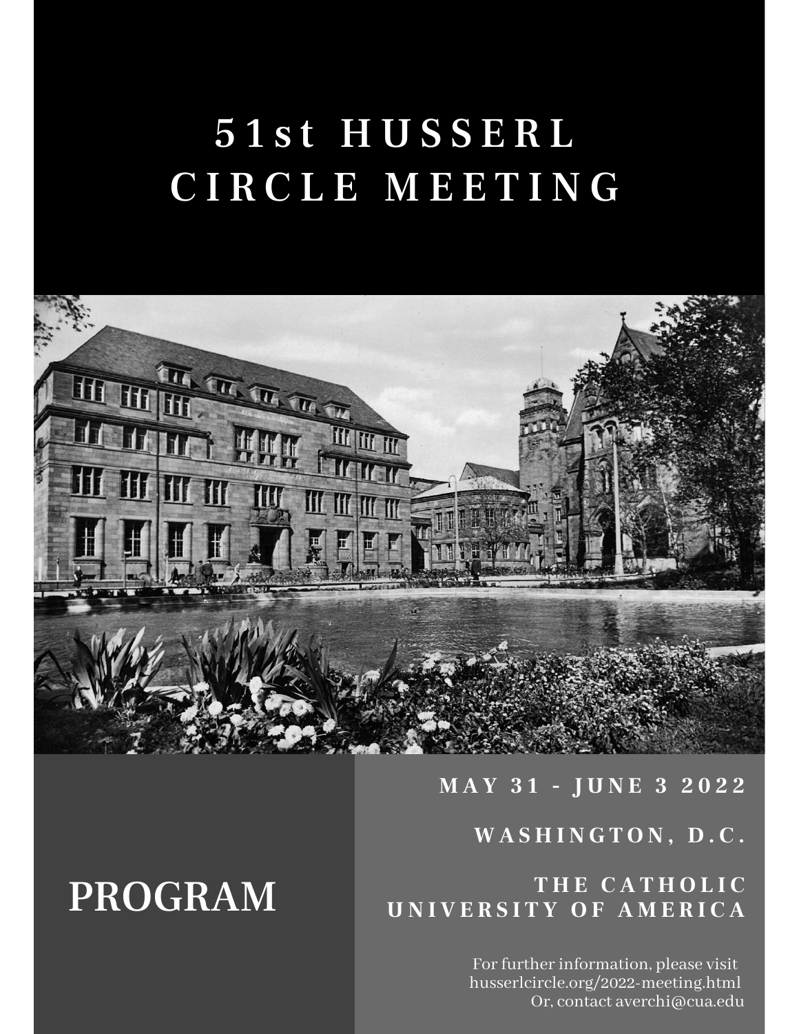# 51st HUSSERL CIRCLE MEETING

## PROGRAM

**MAY 31 - JUNE 3 2022**

**WASHINGTON, D.C.**

**THE CATHOLIC UNIVERSITY OF AMERICA**

For further information, please visit husserlcircle.org/2022-meeting.html
Or, contact averchi@cua.edu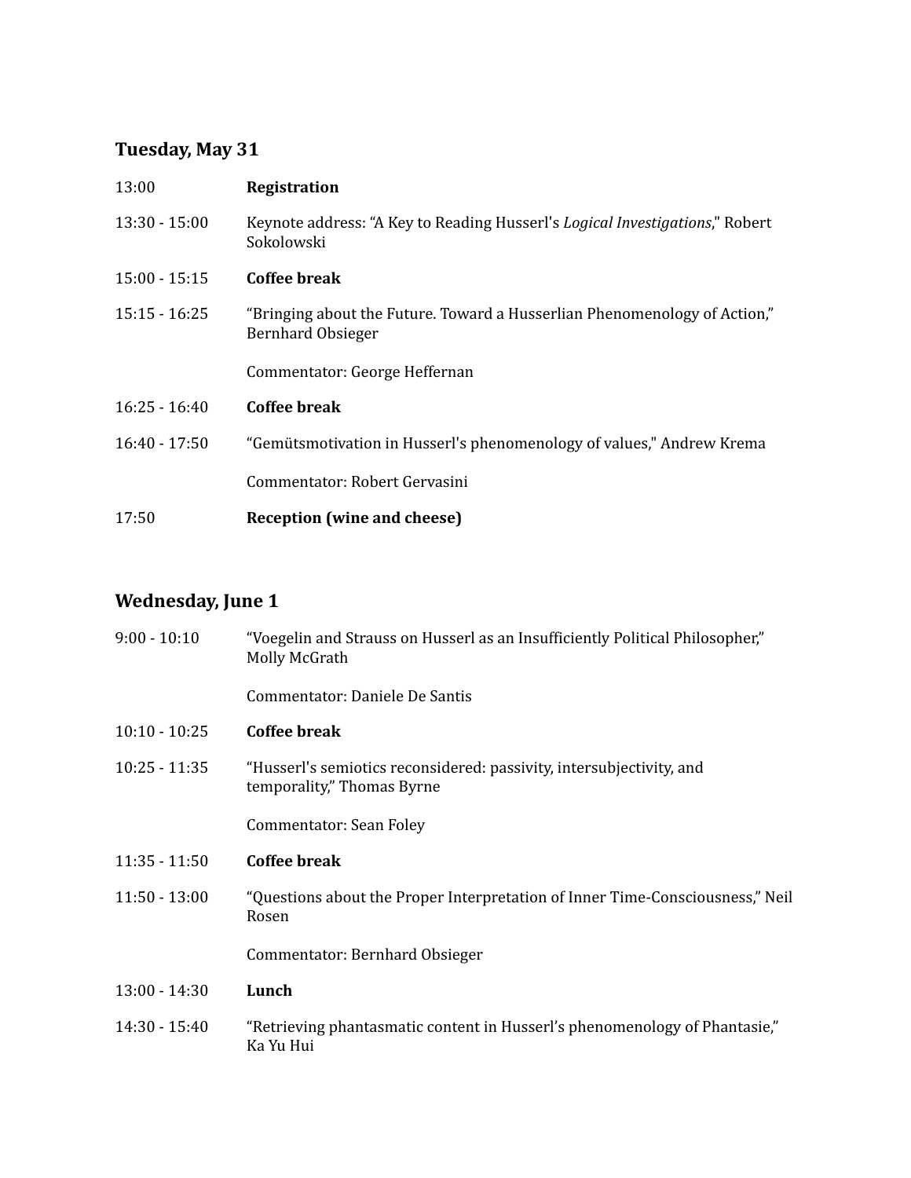## Tuesday, May 31

| | |
|---|---|
| 13:00 | **Registration** |
| 13:30 - 15:00 | Keynote address: “A Key to Reading Husserl's *Logical Investigations*," Robert Sokolowski |
| 15:00 - 15:15 | **Coffee break** |
| 15:15 - 16:25 | “Bringing about the Future. Toward a Husserlian Phenomenology of Action,” Bernhard Obsieger<br><br>Commentator: George Heffernan |
| 16:25 - 16:40 | **Coffee break** |
| 16:40 - 17:50 | “Gemütsmotivation in Husserl's phenomenology of values," Andrew Krema<br><br>Commentator: Robert Gervasini |
| 17:50 | **Reception (wine and cheese)** |

## Wednesday, June 1

| | |
|---|---|
| 9:00 - 10:10 | “Voegelin and Strauss on Husserl as an Insufficiently Political Philosopher,” Molly McGrath<br><br>Commentator: Daniele De Santis |
| 10:10 - 10:25 | **Coffee break** |
| 10:25 - 11:35 | “Husserl's semiotics reconsidered: passivity, intersubjectivity, and temporality,” Thomas Byrne<br><br>Commentator: Sean Foley |
| 11:35 - 11:50 | **Coffee break** |
| 11:50 - 13:00 | “Questions about the Proper Interpretation of Inner Time-Consciousness,” Neil Rosen<br><br>Commentator: Bernhard Obsieger |
| 13:00 - 14:30 | **Lunch** |
| 14:30 - 15:40 | “Retrieving phantasmatic content in Husserl’s phenomenology of Phantasie,” Ka Yu Hui |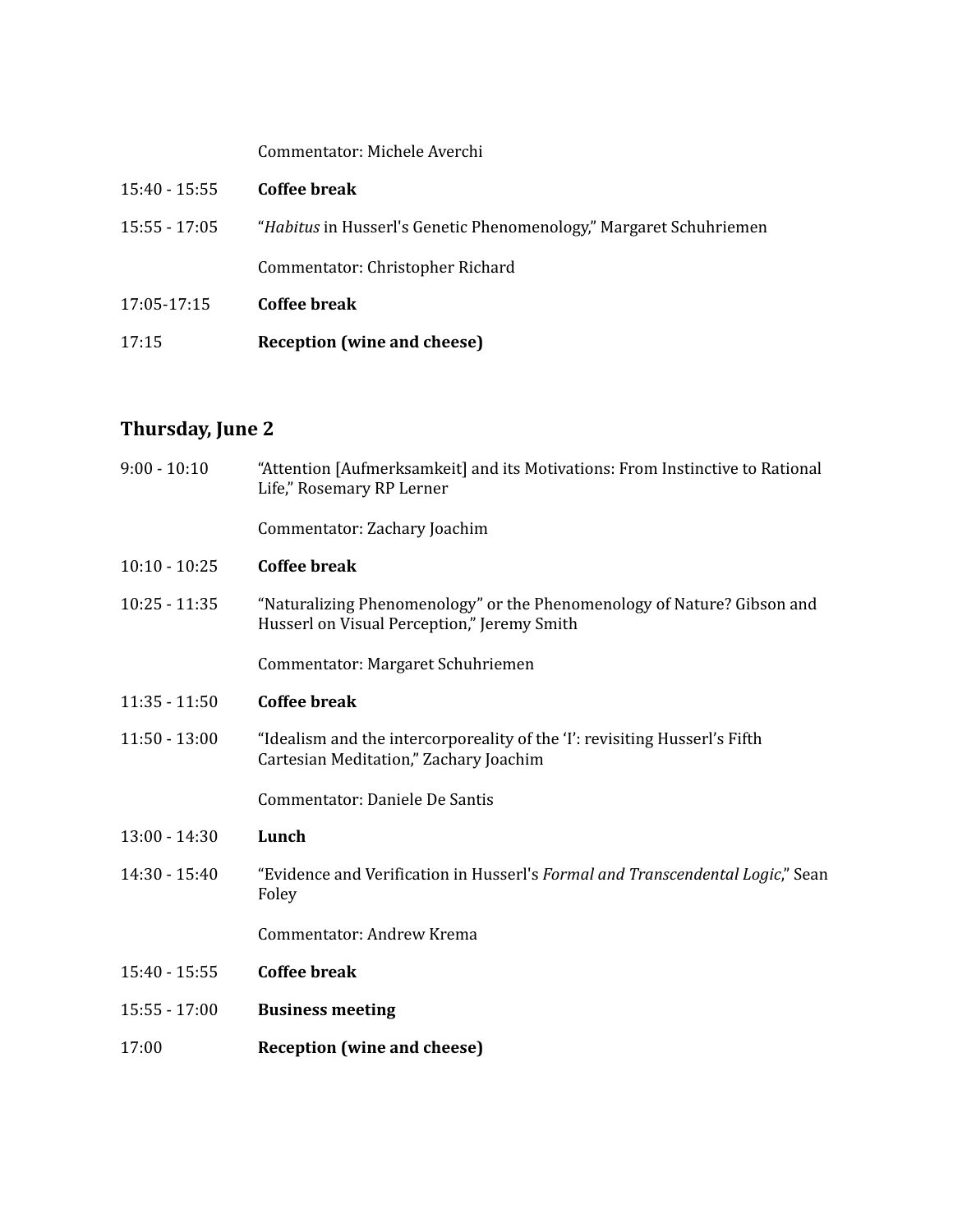Commentator: Michele Averchi

15:40 - 15:55 **Coffee break**

15:55 - 17:05 “*Habitus* in Husserl's Genetic Phenomenology,” Margaret Schuhriemen

Commentator: Christopher Richard

17:05-17:15 **Coffee break**

17:15 **Reception (wine and cheese)**

## Thursday, June 2

9:00 - 10:10 “Attention [Aufmerksamkeit] and its Motivations: From Instinctive to Rational Life,” Rosemary RP Lerner

Commentator: Zachary Joachim

10:10 - 10:25 **Coffee break**

10:25 - 11:35 “Naturalizing Phenomenology” or the Phenomenology of Nature? Gibson and Husserl on Visual Perception,” Jeremy Smith

Commentator: Margaret Schuhriemen

11:35 - 11:50 **Coffee break**

11:50 - 13:00 “Idealism and the intercorporeality of the ‘I’: revisiting Husserl’s Fifth Cartesian Meditation,” Zachary Joachim

Commentator: Daniele De Santis

13:00 - 14:30 **Lunch**

14:30 - 15:40 “Evidence and Verification in Husserl's *Formal and Transcendental Logic*,” Sean Foley

Commentator: Andrew Krema

15:40 - 15:55 **Coffee break**

15:55 - 17:00 **Business meeting**

17:00 **Reception (wine and cheese)**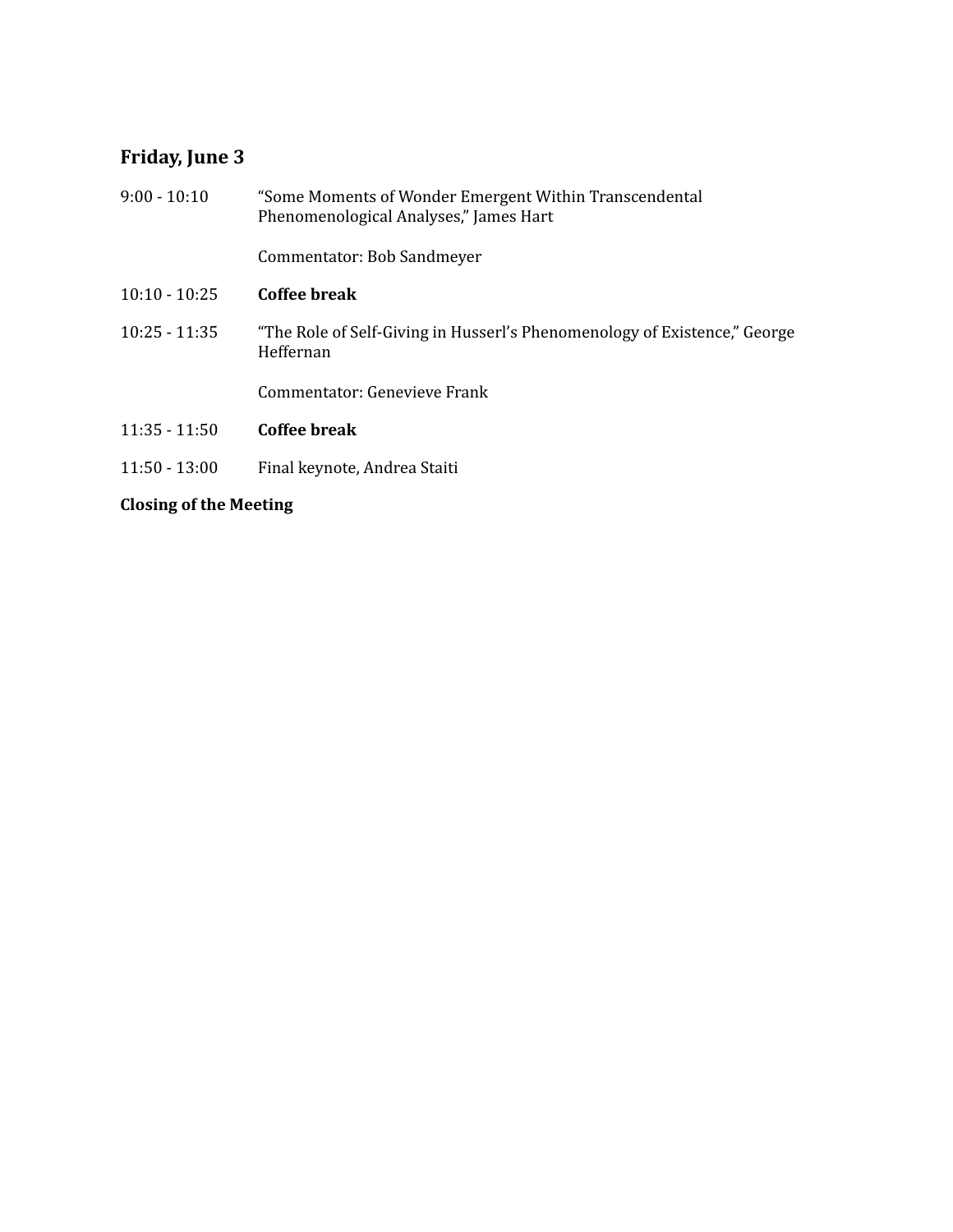## Friday, June 3

| | |
|---|---|
| 9:00 - 10:10 | "Some Moments of Wonder Emergent Within Transcendental Phenomenological Analyses," James Hart<br><br>Commentator: Bob Sandmeyer |
| 10:10 - 10:25 | **Coffee break** |
| 10:25 - 11:35 | "The Role of Self-Giving in Husserl's Phenomenology of Existence," George Heffernan<br><br>Commentator: Genevieve Frank |
| 11:35 - 11:50 | **Coffee break** |
| 11:50 - 13:00 | Final keynote, Andrea Staiti |

**Closing of the Meeting**